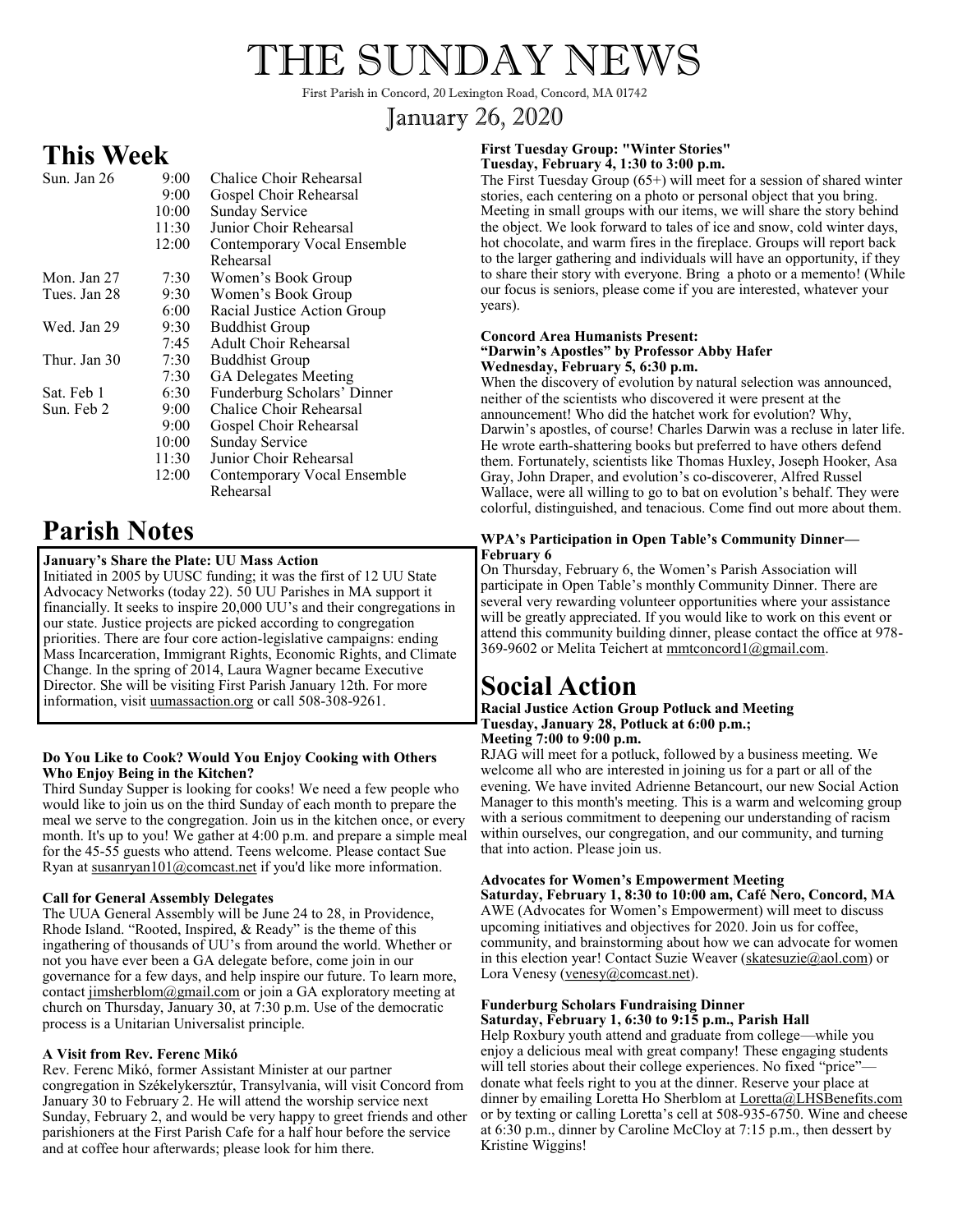# THE SUNDAY NEWS

First Parish in Concord, 20 Lexington Road, Concord, MA 01742

January 26, 2020

## This Week

| | | |
|---|---|---|
| Sun. Jan 26 | 9:00 | Chalice Choir Rehearsal |
| | 9:00 | Gospel Choir Rehearsal |
| | 10:00 | Sunday Service |
| | 11:30 | Junior Choir Rehearsal |
| | 12:00 | Contemporary Vocal Ensemble Rehearsal |
| Mon. Jan 27 | 7:30 | Women's Book Group |
| Tues. Jan 28 | 9:30 | Women's Book Group |
| | 6:00 | Racial Justice Action Group |
| Wed. Jan 29 | 9:30 | Buddhist Group |
| | 7:45 | Adult Choir Rehearsal |
| Thur. Jan 30 | 7:30 | Buddhist Group |
| | 7:30 | GA Delegates Meeting |
| Sat. Feb 1 | 6:30 | Funderburg Scholars' Dinner |
| Sun. Feb 2 | 9:00 | Chalice Choir Rehearsal |
| | 9:00 | Gospel Choir Rehearsal |
| | 10:00 | Sunday Service |
| | 11:30 | Junior Choir Rehearsal |
| | 12:00 | Contemporary Vocal Ensemble Rehearsal |

## Parish Notes

**January's Share the Plate: UU Mass Action**

Initiated in 2005 by UUSC funding; it was the first of 12 UU State Advocacy Networks (today 22). 50 UU Parishes in MA support it financially. It seeks to inspire 20,000 UU's and their congregations in our state. Justice projects are picked according to congregation priorities. There are four core action-legislative campaigns: ending Mass Incarceration, Immigrant Rights, Economic Rights, and Climate Change. In the spring of 2014, Laura Wagner became Executive Director. She will be visiting First Parish January 12th. For more information, visit uumassaction.org or call 508-308-9261.

**Do You Like to Cook? Would You Enjoy Cooking with Others Who Enjoy Being in the Kitchen?**

Third Sunday Supper is looking for cooks! We need a few people who would like to join us on the third Sunday of each month to prepare the meal we serve to the congregation. Join us in the kitchen once, or every month. It's up to you! We gather at 4:00 p.m. and prepare a simple meal for the 45-55 guests who attend. Teens welcome. Please contact Sue Ryan at susanryan101@comcast.net if you'd like more information.

**Call for General Assembly Delegates**

The UUA General Assembly will be June 24 to 28, in Providence, Rhode Island. "Rooted, Inspired, & Ready" is the theme of this ingathering of thousands of UU's from around the world. Whether or not you have ever been a GA delegate before, come join in our governance for a few days, and help inspire our future. To learn more, contact jimsherblom@gmail.com or join a GA exploratory meeting at church on Thursday, January 30, at 7:30 p.m. Use of the democratic process is a Unitarian Universalist principle.

**A Visit from Rev. Ferenc Mikó**

Rev. Ferenc Mikó, former Assistant Minister at our partner congregation in Székelykersztúr, Transylvania, will visit Concord from January 30 to February 2. He will attend the worship service next Sunday, February 2, and would be very happy to greet friends and other parishioners at the First Parish Cafe for a half hour before the service and at coffee hour afterwards; please look for him there.

**First Tuesday Group: "Winter Stories"**
**Tuesday, February 4, 1:30 to 3:00 p.m.**

The First Tuesday Group (65+) will meet for a session of shared winter stories, each centering on a photo or personal object that you bring. Meeting in small groups with our items, we will share the story behind the object. We look forward to tales of ice and snow, cold winter days, hot chocolate, and warm fires in the fireplace. Groups will report back to the larger gathering and individuals will have an opportunity, if they to share their story with everyone. Bring a photo or a memento! (While our focus is seniors, please come if you are interested, whatever your years).

**Concord Area Humanists Present:**
**"Darwin's Apostles" by Professor Abby Hafer**
**Wednesday, February 5, 6:30 p.m.**

When the discovery of evolution by natural selection was announced, neither of the scientists who discovered it were present at the announcement! Who did the hatchet work for evolution? Why, Darwin's apostles, of course! Charles Darwin was a recluse in later life. He wrote earth-shattering books but preferred to have others defend them. Fortunately, scientists like Thomas Huxley, Joseph Hooker, Asa Gray, John Draper, and evolution's co-discoverer, Alfred Russel Wallace, were all willing to go to bat on evolution's behalf. They were colorful, distinguished, and tenacious. Come find out more about them.

**WPA's Participation in Open Table's Community Dinner—February 6**

On Thursday, February 6, the Women's Parish Association will participate in Open Table's monthly Community Dinner. There are several very rewarding volunteer opportunities where your assistance will be greatly appreciated. If you would like to work on this event or attend this community building dinner, please contact the office at 978-369-9602 or Melita Teichert at mmtconcord1@gmail.com.

## Social Action

**Racial Justice Action Group Potluck and Meeting**
**Tuesday, January 28, Potluck at 6:00 p.m.;**
**Meeting 7:00 to 9:00 p.m.**

RJAG will meet for a potluck, followed by a business meeting. We welcome all who are interested in joining us for a part or all of the evening. We have invited Adrienne Betancourt, our new Social Action Manager to this month's meeting. This is a warm and welcoming group with a serious commitment to deepening our understanding of racism within ourselves, our congregation, and our community, and turning that into action. Please join us.

**Advocates for Women's Empowerment Meeting**
**Saturday, February 1, 8:30 to 10:00 am, Café Nero, Concord, MA**

AWE (Advocates for Women's Empowerment) will meet to discuss upcoming initiatives and objectives for 2020. Join us for coffee, community, and brainstorming about how we can advocate for women in this election year! Contact Suzie Weaver (skatesuzie@aol.com) or Lora Venesy (venesy@comcast.net).

**Funderburg Scholars Fundraising Dinner**
**Saturday, February 1, 6:30 to 9:15 p.m., Parish Hall**

Help Roxbury youth attend and graduate from college—while you enjoy a delicious meal with great company! These engaging students will tell stories about their college experiences. No fixed "price"—donate what feels right to you at the dinner. Reserve your place at dinner by emailing Loretta Ho Sherblom at Loretta@LHSBenefits.com or by texting or calling Loretta's cell at 508-935-6750. Wine and cheese at 6:30 p.m., dinner by Caroline McCloy at 7:15 p.m., then dessert by Kristine Wiggins!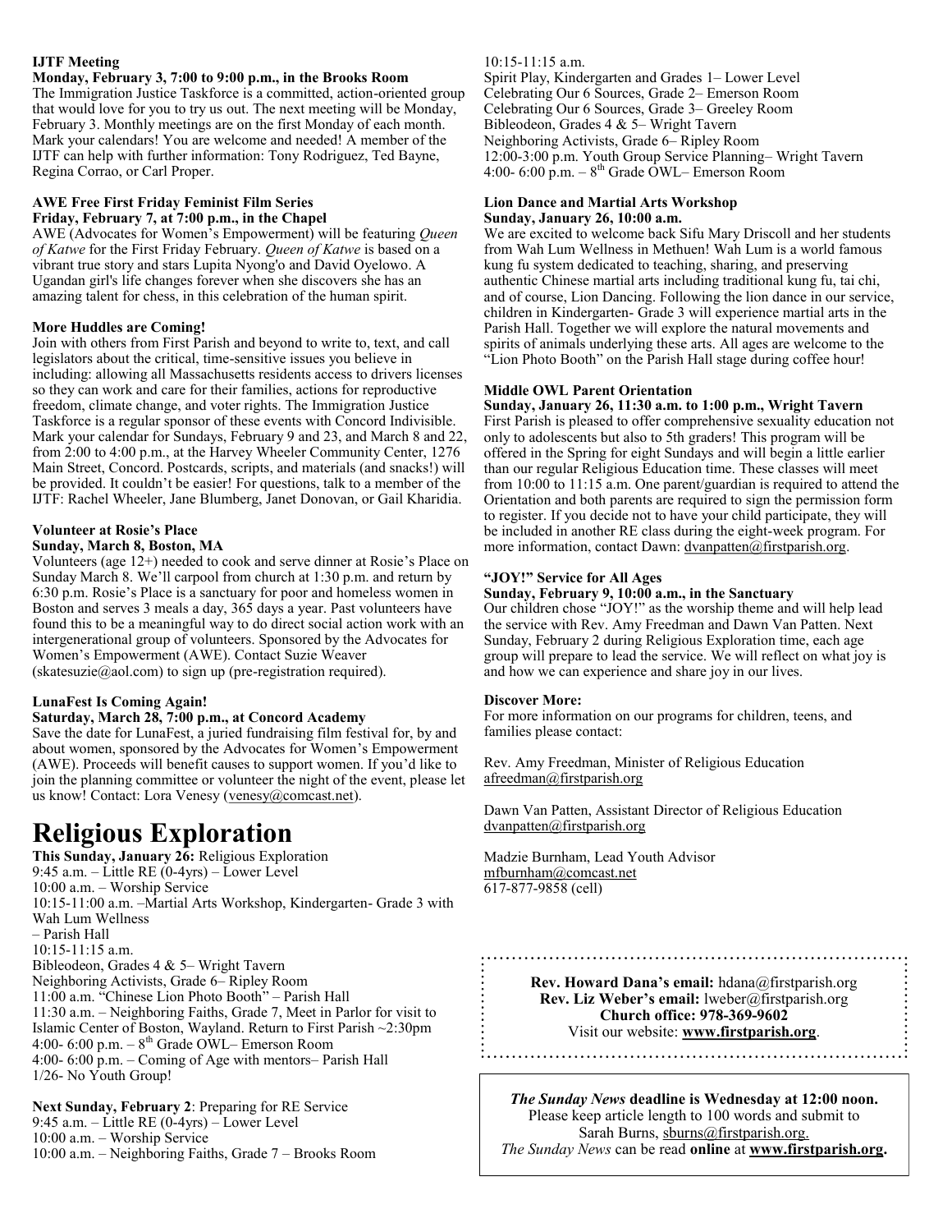**IJTF Meeting**
**Monday, February 3, 7:00 to 9:00 p.m., in the Brooks Room**
The Immigration Justice Taskforce is a committed, action-oriented group that would love for you to try us out. The next meeting will be Monday, February 3. Monthly meetings are on the first Monday of each month. Mark your calendars! You are welcome and needed! A member of the IJTF can help with further information: Tony Rodriguez, Ted Bayne, Regina Corrao, or Carl Proper.

**AWE Free First Friday Feminist Film Series**
**Friday, February 7, at 7:00 p.m., in the Chapel**
AWE (Advocates for Women's Empowerment) will be featuring *Queen of Katwe* for the First Friday February. *Queen of Katwe* is based on a vibrant true story and stars Lupita Nyong'o and David Oyelowo. A Ugandan girl's life changes forever when she discovers she has an amazing talent for chess, in this celebration of the human spirit.

**More Huddles are Coming!**
Join with others from First Parish and beyond to write to, text, and call legislators about the critical, time-sensitive issues you believe in including: allowing all Massachusetts residents access to drivers licenses so they can work and care for their families, actions for reproductive freedom, climate change, and voter rights. The Immigration Justice Taskforce is a regular sponsor of these events with Concord Indivisible. Mark your calendar for Sundays, February 9 and 23, and March 8 and 22, from 2:00 to 4:00 p.m., at the Harvey Wheeler Community Center, 1276 Main Street, Concord. Postcards, scripts, and materials (and snacks!) will be provided. It couldn't be easier! For questions, talk to a member of the IJTF: Rachel Wheeler, Jane Blumberg, Janet Donovan, or Gail Kharidia.

**Volunteer at Rosie's Place**
**Sunday, March 8, Boston, MA**
Volunteers (age 12+) needed to cook and serve dinner at Rosie's Place on Sunday March 8. We'll carpool from church at 1:30 p.m. and return by 6:30 p.m. Rosie's Place is a sanctuary for poor and homeless women in Boston and serves 3 meals a day, 365 days a year. Past volunteers have found this to be a meaningful way to do direct social action work with an intergenerational group of volunteers. Sponsored by the Advocates for Women's Empowerment (AWE). Contact Suzie Weaver (skatesuzie@aol.com) to sign up (pre-registration required).

**LunaFest Is Coming Again!**
**Saturday, March 28, 7:00 p.m., at Concord Academy**
Save the date for LunaFest, a juried fundraising film festival for, by and about women, sponsored by the Advocates for Women's Empowerment (AWE). Proceeds will benefit causes to support women. If you'd like to join the planning committee or volunteer the night of the event, please let us know! Contact: Lora Venesy (venesy@comcast.net).

# Religious Exploration

**This Sunday, January 26:** Religious Exploration
9:45 a.m. – Little RE (0-4yrs) – Lower Level
10:00 a.m. – Worship Service
10:15-11:00 a.m. –Martial Arts Workshop, Kindergarten- Grade 3 with Wah Lum Wellness
– Parish Hall
10:15-11:15 a.m.
Bibleodeon, Grades 4 & 5– Wright Tavern
Neighboring Activists, Grade 6– Ripley Room
11:00 a.m. "Chinese Lion Photo Booth" – Parish Hall
11:30 a.m. – Neighboring Faiths, Grade 7, Meet in Parlor for visit to Islamic Center of Boston, Wayland. Return to First Parish ~2:30pm
4:00- 6:00 p.m. – 8th Grade OWL– Emerson Room
4:00- 6:00 p.m. – Coming of Age with mentors– Parish Hall
1/26- No Youth Group!

**Next Sunday, February 2**: Preparing for RE Service
9:45 a.m. – Little RE (0-4yrs) – Lower Level
10:00 a.m. – Worship Service
10:00 a.m. – Neighboring Faiths, Grade 7 – Brooks Room
10:15-11:15 a.m.
Spirit Play, Kindergarten and Grades 1– Lower Level
Celebrating Our 6 Sources, Grade 2– Emerson Room
Celebrating Our 6 Sources, Grade 3– Greeley Room
Bibleodeon, Grades 4 & 5– Wright Tavern
Neighboring Activists, Grade 6– Ripley Room
12:00-3:00 p.m. Youth Group Service Planning– Wright Tavern
4:00- 6:00 p.m. – 8th Grade OWL– Emerson Room

**Lion Dance and Martial Arts Workshop**
**Sunday, January 26, 10:00 a.m.**
We are excited to welcome back Sifu Mary Driscoll and her students from Wah Lum Wellness in Methuen! Wah Lum is a world famous kung fu system dedicated to teaching, sharing, and preserving authentic Chinese martial arts including traditional kung fu, tai chi, and of course, Lion Dancing. Following the lion dance in our service, children in Kindergarten- Grade 3 will experience martial arts in the Parish Hall. Together we will explore the natural movements and spirits of animals underlying these arts. All ages are welcome to the "Lion Photo Booth" on the Parish Hall stage during coffee hour!

**Middle OWL Parent Orientation**
**Sunday, January 26, 11:30 a.m. to 1:00 p.m., Wright Tavern**
First Parish is pleased to offer comprehensive sexuality education not only to adolescents but also to 5th graders! This program will be offered in the Spring for eight Sundays and will begin a little earlier than our regular Religious Education time. These classes will meet from 10:00 to 11:15 a.m. One parent/guardian is required to attend the Orientation and both parents are required to sign the permission form to register. If you decide not to have your child participate, they will be included in another RE class during the eight-week program. For more information, contact Dawn: dvanpatten@firstparish.org.

**"JOY!" Service for All Ages**
**Sunday, February 9, 10:00 a.m., in the Sanctuary**
Our children chose "JOY!" as the worship theme and will help lead the service with Rev. Amy Freedman and Dawn Van Patten. Next Sunday, February 2 during Religious Exploration time, each age group will prepare to lead the service. We will reflect on what joy is and how we can experience and share joy in our lives.

**Discover More:**
For more information on our programs for children, teens, and families please contact:

Rev. Amy Freedman, Minister of Religious Education
afreedman@firstparish.org

Dawn Van Patten, Assistant Director of Religious Education
dvanpatten@firstparish.org

Madzie Burnham, Lead Youth Advisor
mfburnham@comcast.net
617-877-9858 (cell)

**Rev. Howard Dana's email:** hdana@firstparish.org
**Rev. Liz Weber's email:** lweber@firstparish.org
**Church office: 978-369-9602**
Visit our website: **www.firstparish.org**.

***The Sunday News*** **deadline is Wednesday at 12:00 noon.**
Please keep article length to 100 words and submit to
Sarah Burns, sburns@firstparish.org.
*The Sunday News* can be read **online** at **www.firstparish.org.**